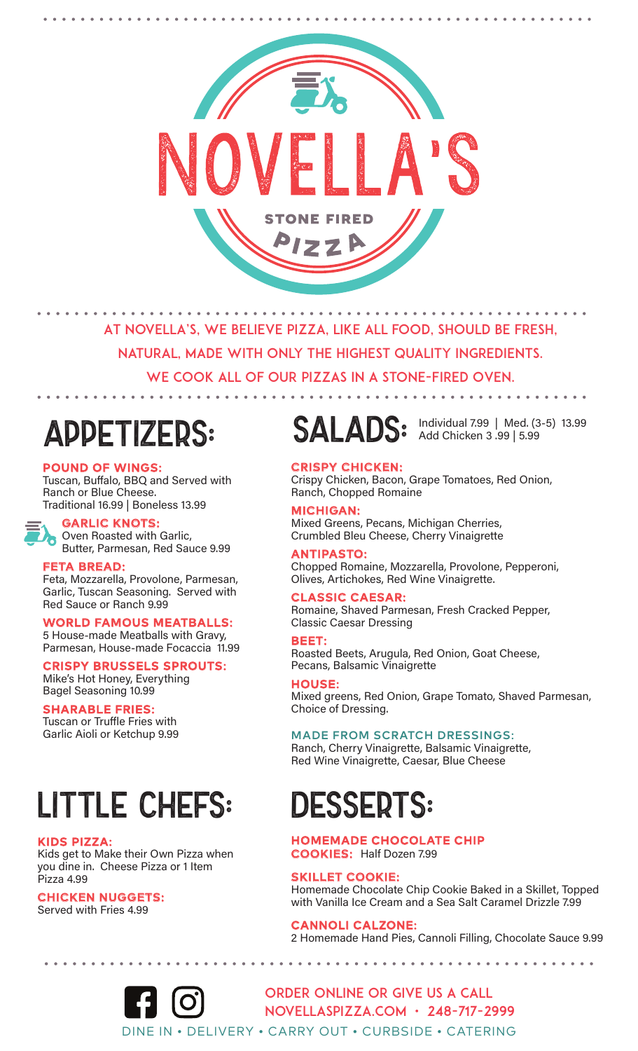# NOVELLA'S

STONE FIRED PIZZA

AT NOVELLA'S, WE BELIEVE PIZZA, LIKE ALL FOOD, SHOULD BE FRESH, NATURAL, MADE WITH ONLY THE HIGHEST QUALITY INGREDIENTS. WE COOK ALL OF OUR PIZZAS IN A STONE-FIRED OVEN.

## APPETIZERS:

**POUND OF WINGS:**
Tuscan, Buffalo, BBQ and Served with Ranch or Blue Cheese.
Traditional 16.99 | Boneless 13.99

**GARLIC KNOTS:**
Oven Roasted with Garlic, Butter, Parmesan, Red Sauce 9.99

**FETA BREAD:**
Feta, Mozzarella, Provolone, Parmesan, Garlic, Tuscan Seasoning. Served with Red Sauce or Ranch 9.99

**WORLD FAMOUS MEATBALLS:**
5 House-made Meatballs with Gravy, Parmesan, House-made Focaccia 11.99

**CRISPY BRUSSELS SPROUTS:**
Mike's Hot Honey, Everything Bagel Seasoning 10.99

**SHARABLE FRIES:**
Tuscan or Truffle Fries with Garlic Aioli or Ketchup 9.99

## SALADS:

Individual 7.99 | Med. (3-5) 13.99
Add Chicken 3 .99 | 5.99

**CRISPY CHICKEN:**
Crispy Chicken, Bacon, Grape Tomatoes, Red Onion, Ranch, Chopped Romaine

**MICHIGAN:**
Mixed Greens, Pecans, Michigan Cherries, Crumbled Bleu Cheese, Cherry Vinaigrette

**ANTIPASTO:**
Chopped Romaine, Mozzarella, Provolone, Pepperoni, Olives, Artichokes, Red Wine Vinaigrette.

**CLASSIC CAESAR:**
Romaine, Shaved Parmesan, Fresh Cracked Pepper, Classic Caesar Dressing

**BEET:**
Roasted Beets, Arugula, Red Onion, Goat Cheese, Pecans, Balsamic Vinaigrette

**HOUSE:**
Mixed greens, Red Onion, Grape Tomato, Shaved Parmesan, Choice of Dressing.

**MADE FROM SCRATCH DRESSINGS:**
Ranch, Cherry Vinaigrette, Balsamic Vinaigrette, Red Wine Vinaigrette, Caesar, Blue Cheese

## LITTLE CHEFS:

**KIDS PIZZA:**
Kids get to Make their Own Pizza when you dine in. Cheese Pizza or 1 Item Pizza 4.99

**CHICKEN NUGGETS:**
Served with Fries 4.99

## DESSERTS:

**HOMEMADE CHOCOLATE CHIP COOKIES:** Half Dozen 7.99

**SKILLET COOKIE:**
Homemade Chocolate Chip Cookie Baked in a Skillet, Topped with Vanilla Ice Cream and a Sea Salt Caramel Drizzle 7.99

**CANNOLI CALZONE:**
2 Homemade Hand Pies, Cannoli Filling, Chocolate Sauce 9.99

ORDER ONLINE OR GIVE US A CALL
NOVELLASPIZZA.COM • 248-717-2999

DINE IN • DELIVERY • CARRY OUT • CURBSIDE • CATERING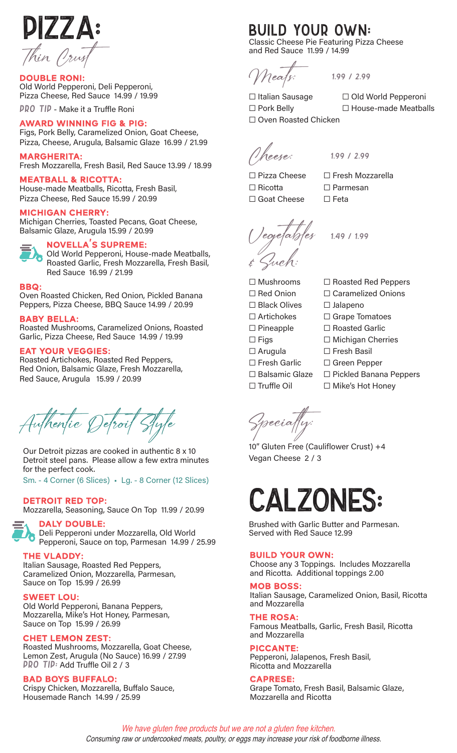# PIZZA:

## Thin Crust

**DOUBLE RONI:**
Old World Pepperoni, Deli Pepperoni, Pizza Cheese, Red Sauce 14.99 / 19.99

*PRO TIP* - Make it a Truffle Roni

**AWARD WINNING FIG & PIG:**
Figs, Pork Belly, Caramelized Onion, Goat Cheese, Pizza, Cheese, Arugula, Balsamic Glaze 16.99 / 21.99

**MARGHERITA:**
Fresh Mozzarella, Fresh Basil, Red Sauce 13.99 / 18.99

**MEATBALL & RICOTTA:**
House-made Meatballs, Ricotta, Fresh Basil, Pizza Cheese, Red Sauce 15.99 / 20.99

**MICHIGAN CHERRY:**
Michigan Cherries, Toasted Pecans, Goat Cheese, Balsamic Glaze, Arugula 15.99 / 20.99

**NOVELLA'S SUPREME:**
Old World Pepperoni, House-made Meatballs, Roasted Garlic, Fresh Mozzarella, Fresh Basil, Red Sauce 16.99 / 21.99

**BBQ:**
Oven Roasted Chicken, Red Onion, Pickled Banana Peppers, Pizza Cheese, BBQ Sauce 14.99 / 20.99

**BABY BELLA:**
Roasted Mushrooms, Caramelized Onions, Roasted Garlic, Pizza Cheese, Red Sauce 14.99 / 19.99

**EAT YOUR VEGGIES:**
Roasted Artichokes, Roasted Red Peppers, Red Onion, Balsamic Glaze, Fresh Mozzarella, Red Sauce, Arugula 15.99 / 20.99

## Authentic Detroit Style

Our Detroit pizzas are cooked in authentic 8 x 10 Detroit steel pans. Please allow a few extra minutes for the perfect cook.

Sm. - 4 Corner (6 Slices) • Lg. - 8 Corner (12 Slices)

**DETROIT RED TOP:**
Mozzarella, Seasoning, Sauce On Top 11.99 / 20.99

**DALY DOUBLE:**
Deli Pepperoni under Mozzarella, Old World Pepperoni, Sauce on top, Parmesan 14.99 / 25.99

**THE VLADDY:**
Italian Sausage, Roasted Red Peppers, Caramelized Onion, Mozzarella, Parmesan, Sauce on Top 15.99 / 26.99

**SWEET LOU:**
Old World Pepperoni, Banana Peppers, Mozzarella, Mike's Hot Honey, Parmesan, Sauce on Top 15.99 / 26.99

**CHET LEMON ZEST:**
Roasted Mushrooms, Mozzarella, Goat Cheese, Lemon Zest, Arugula (No Sauce) 16.99 / 27.99

*PRO TIP:* Add Truffle Oil 2 / 3

**BAD BOYS BUFFALO:**
Crispy Chicken, Mozzarella, Buffalo Sauce, Housemade Ranch 14.99 / 25.99

# BUILD YOUR OWN:

Classic Cheese Pie Featuring Pizza Cheese and Red Sauce 11.99 / 14.99

## Meats: 1.99 / 2.99

- ☐ Italian Sausage
- ☐ Old World Pepperoni
- ☐ Pork Belly
- ☐ House-made Meatballs
- ☐ Oven Roasted Chicken

## Cheese: 1.99 / 2.99

- ☐ Pizza Cheese
- ☐ Fresh Mozzarella
- ☐ Ricotta
- ☐ Parmesan
- ☐ Goat Cheese
- ☐ Feta

## Vegetables & Such: 1.49 / 1.99

- ☐ Mushrooms
- ☐ Roasted Red Peppers
- ☐ Red Onion
- ☐ Caramelized Onions
- ☐ Black Olives
- ☐ Jalapeno
- ☐ Artichokes
- ☐ Grape Tomatoes
- ☐ Pineapple
- ☐ Roasted Garlic
- ☐ Figs
- ☐ Michigan Cherries
- ☐ Arugula
- ☐ Fresh Basil
- ☐ Fresh Garlic
- ☐ Green Pepper
- ☐ Balsamic Glaze
- ☐ Pickled Banana Peppers
- ☐ Truffle Oil
- ☐ Mike's Hot Honey

## Specialty:

10" Gluten Free (Cauliflower Crust) +4

Vegan Cheese 2 / 3

# CALZONES:

Brushed with Garlic Butter and Parmesan. Served with Red Sauce 12.99

**BUILD YOUR OWN:**
Choose any 3 Toppings. Includes Mozzarella and Ricotta. Additional toppings 2.00

**MOB BOSS:**
Italian Sausage, Caramelized Onion, Basil, Ricotta and Mozzarella

**THE ROSA:**
Famous Meatballs, Garlic, Fresh Basil, Ricotta and Mozzarella

**PICCANTE:**
Pepperoni, Jalapenos, Fresh Basil, Ricotta and Mozzarella

**CAPRESE:**
Grape Tomato, Fresh Basil, Balsamic Glaze, Mozzarella and Ricotta

*We have gluten free products but we are not a gluten free kitchen.*

*Consuming raw or undercooked meats, poultry, or eggs may increase your risk of foodborne illness.*